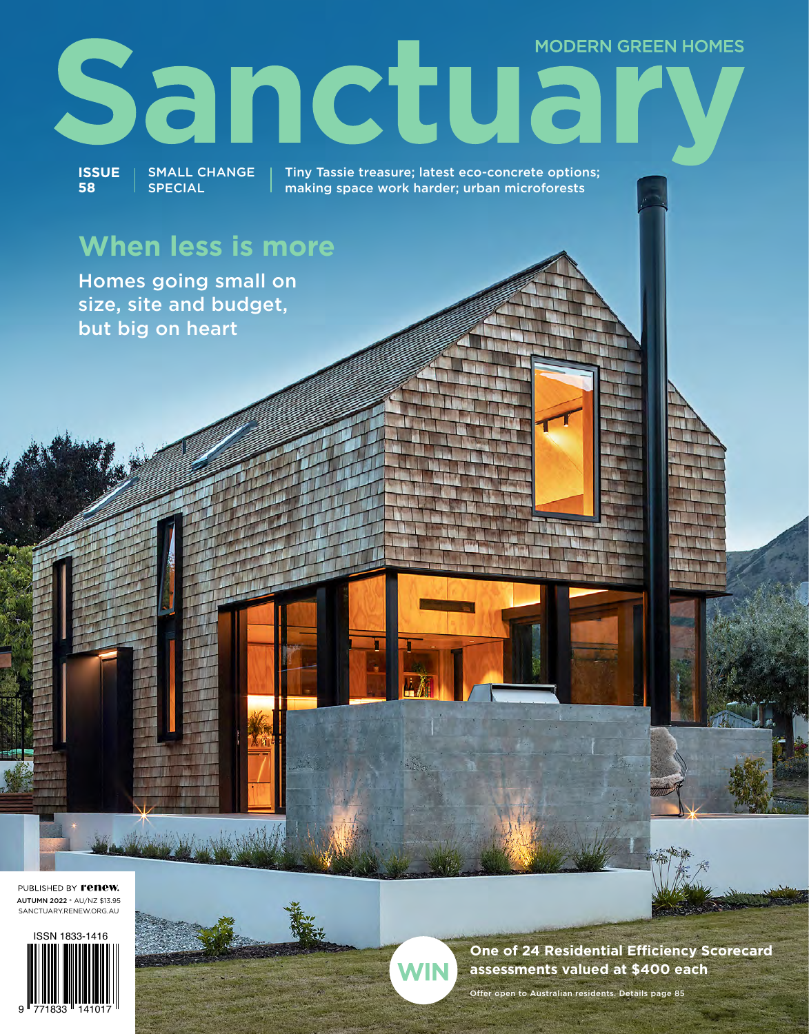MODERN GREEN HOMES

# Sanctuary

**ISSUE 58** | SMALL CHANGE SPECIAL | Tiny Tassie treasure; latest eco-concrete options; making space work harder; urban microforests

## When less is more

Homes going small on size, site and budget, but big on heart

PUBLISHED BY **renew.**
AUTUMN 2022 • AU/NZ $13.95
SANCTUARY.RENEW.ORG.AU

ISSN 1833-1416

9 771833 141017

**WIN**

**One of 24 Residential Efficiency Scorecard assessments valued at $400 each**

Offer open to Australian residents. Details page 85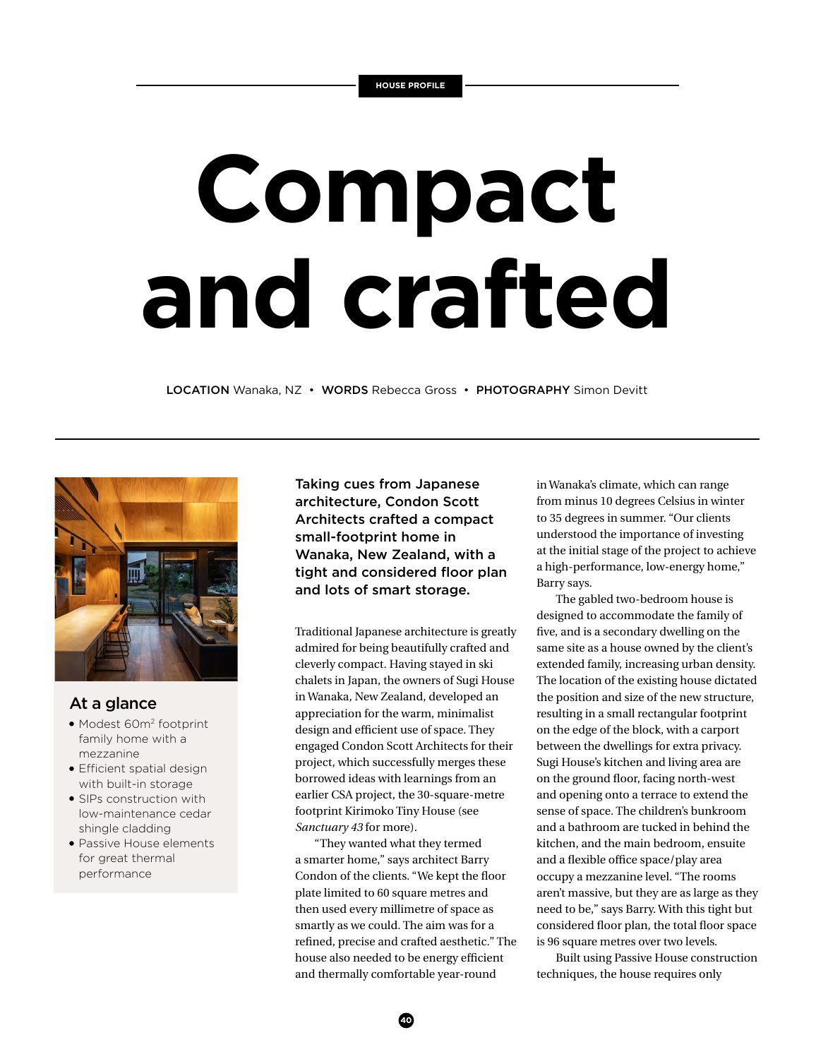HOUSE PROFILE

# Compact and crafted

**LOCATION** Wanaka, NZ • **WORDS** Rebecca Gross • **PHOTOGRAPHY** Simon Devitt

## At a glance

- Modest 60m$^2$ footprint family home with a mezzanine
- Efficient spatial design with built-in storage
- SIPs construction with low-maintenance cedar shingle cladding
- Passive House elements for great thermal performance

**Taking cues from Japanese architecture, Condon Scott Architects crafted a compact small-footprint home in Wanaka, New Zealand, with a tight and considered floor plan and lots of smart storage.**

Traditional Japanese architecture is greatly admired for being beautifully crafted and cleverly compact. Having stayed in ski chalets in Japan, the owners of Sugi House in Wanaka, New Zealand, developed an appreciation for the warm, minimalist design and efficient use of space. They engaged Condon Scott Architects for their project, which successfully merges these borrowed ideas with learnings from an earlier CSA project, the 30-square-metre footprint Kirimoko Tiny House (see *Sanctuary 43* for more).

"They wanted what they termed a smarter home," says architect Barry Condon of the clients. "We kept the floor plate limited to 60 square metres and then used every millimetre of space as smartly as we could. The aim was for a refined, precise and crafted aesthetic." The house also needed to be energy efficient and thermally comfortable year-round in Wanaka's climate, which can range from minus 10 degrees Celsius in winter to 35 degrees in summer. "Our clients understood the importance of investing at the initial stage of the project to achieve a high-performance, low-energy home," Barry says.

The gabled two-bedroom house is designed to accommodate the family of five, and is a secondary dwelling on the same site as a house owned by the client's extended family, increasing urban density. The location of the existing house dictated the position and size of the new structure, resulting in a small rectangular footprint on the edge of the block, with a carport between the dwellings for extra privacy. Sugi House's kitchen and living area are on the ground floor, facing north-west and opening onto a terrace to extend the sense of space. The children's bunkroom and a bathroom are tucked in behind the kitchen, and the main bedroom, ensuite and a flexible office space/play area occupy a mezzanine level. "The rooms aren't massive, but they are as large as they need to be," says Barry. With this tight but considered floor plan, the total floor space is 96 square metres over two levels.

Built using Passive House construction techniques, the house requires only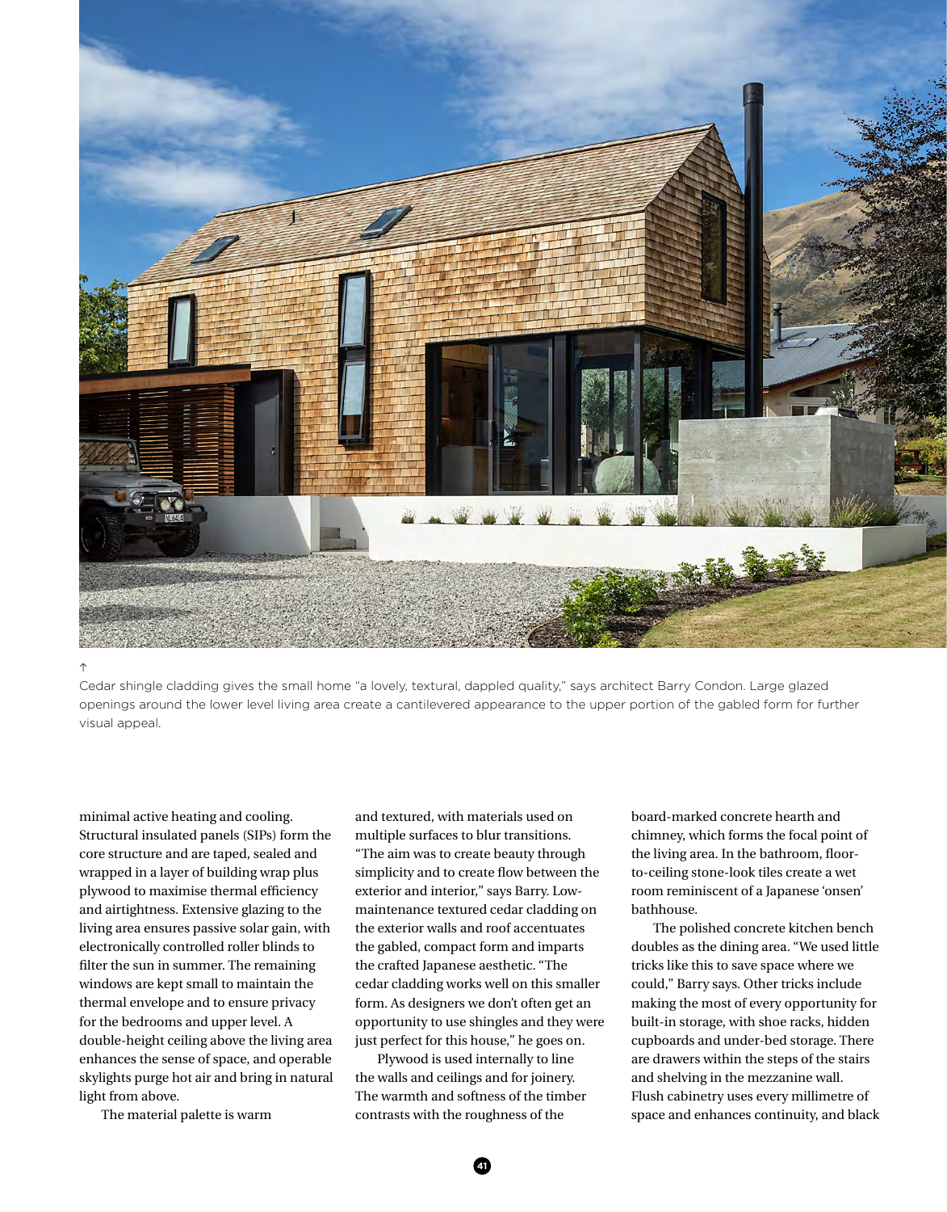↑
Cedar shingle cladding gives the small home "a lovely, textural, dappled quality," says architect Barry Condon. Large glazed openings around the lower level living area create a cantilevered appearance to the upper portion of the gabled form for further visual appeal.

minimal active heating and cooling. Structural insulated panels (SIPs) form the core structure and are taped, sealed and wrapped in a layer of building wrap plus plywood to maximise thermal efficiency and airtightness. Extensive glazing to the living area ensures passive solar gain, with electronically controlled roller blinds to filter the sun in summer. The remaining windows are kept small to maintain the thermal envelope and to ensure privacy for the bedrooms and upper level. A double-height ceiling above the living area enhances the sense of space, and operable skylights purge hot air and bring in natural light from above.

The material palette is warm and textured, with materials used on multiple surfaces to blur transitions. "The aim was to create beauty through simplicity and to create flow between the exterior and interior," says Barry. Low-maintenance textured cedar cladding on the exterior walls and roof accentuates the gabled, compact form and imparts the crafted Japanese aesthetic. "The cedar cladding works well on this smaller form. As designers we don't often get an opportunity to use shingles and they were just perfect for this house," he goes on.

Plywood is used internally to line the walls and ceilings and for joinery. The warmth and softness of the timber contrasts with the roughness of the board-marked concrete hearth and chimney, which forms the focal point of the living area. In the bathroom, floor-to-ceiling stone-look tiles create a wet room reminiscent of a Japanese 'onsen' bathhouse.

The polished concrete kitchen bench doubles as the dining area. "We used little tricks like this to save space where we could," Barry says. Other tricks include making the most of every opportunity for built-in storage, with shoe racks, hidden cupboards and under-bed storage. There are drawers within the steps of the stairs and shelving in the mezzanine wall. Flush cabinetry uses every millimetre of space and enhances continuity, and black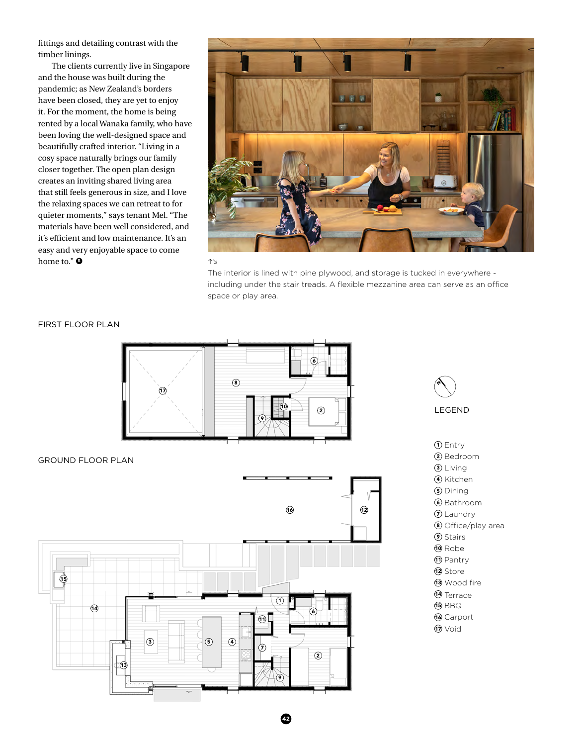fittings and detailing contrast with the timber linings.

The clients currently live in Singapore and the house was built during the pandemic; as New Zealand's borders have been closed, they are yet to enjoy it. For the moment, the home is being rented by a local Wanaka family, who have been loving the well-designed space and beautifully crafted interior. "Living in a cosy space naturally brings our family closer together. The open plan design creates an inviting shared living area that still feels generous in size, and I love the relaxing spaces we can retreat to for quieter moments," says tenant Mel. "The materials have been well considered, and it's efficient and low maintenance. It's an easy and very enjoyable space to come home to."

↑↘
The interior is lined with pine plywood, and storage is tucked in everywhere - including under the stair treads. A flexible mezzanine area can serve as an office space or play area.

FIRST FLOOR PLAN

GROUND FLOOR PLAN

LEGEND

1. Entry
2. Bedroom
3. Living
4. Kitchen
5. Dining
6. Bathroom
7. Laundry
8. Office/play area
9. Stairs
10. Robe
11. Pantry
12. Store
13. Wood fire
14. Terrace
15. BBQ
16. Carport
17. Void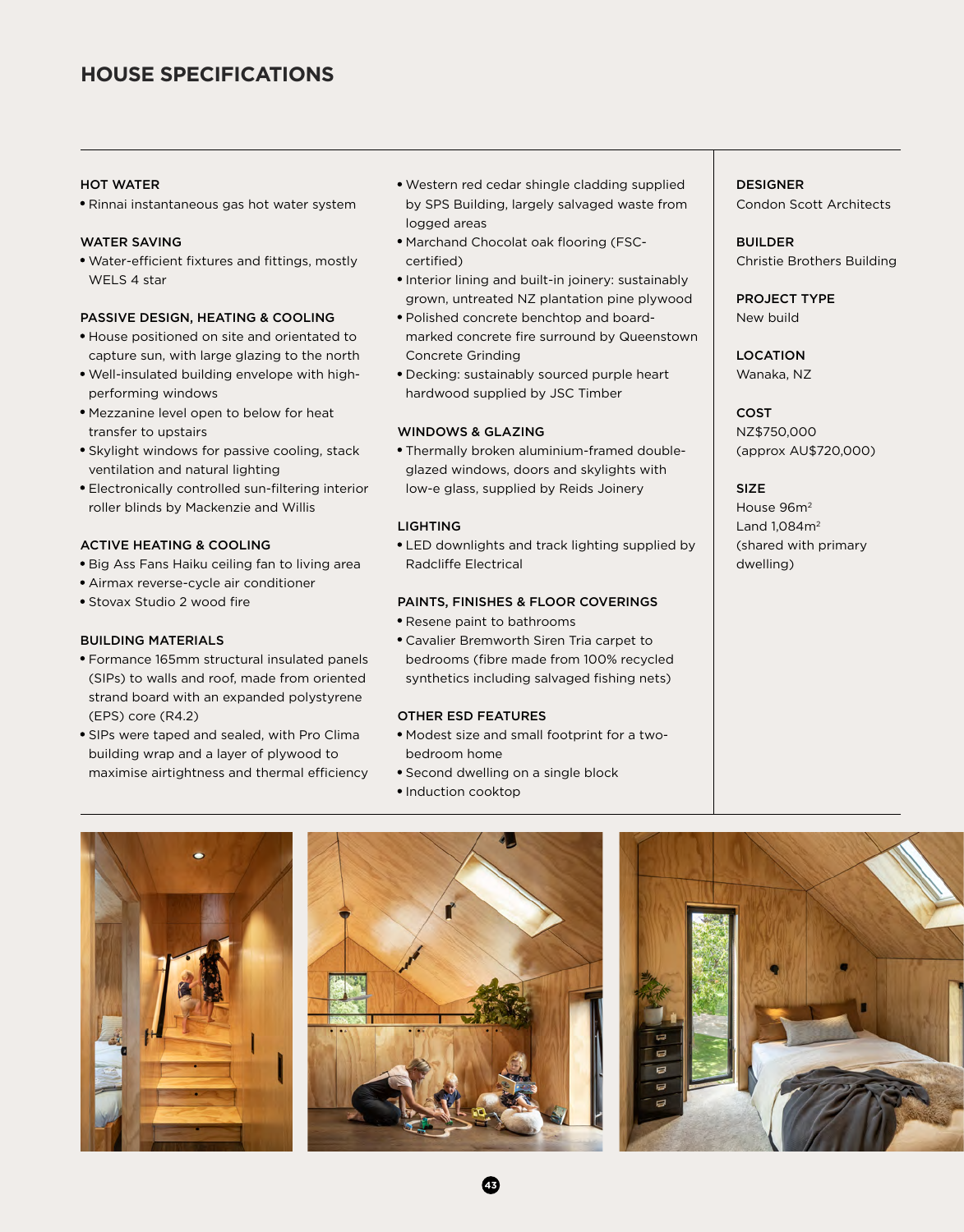## HOUSE SPECIFICATIONS

### HOT WATER

- Rinnai instantaneous gas hot water system

### WATER SAVING

- Water-efficient fixtures and fittings, mostly WELS 4 star

### PASSIVE DESIGN, HEATING & COOLING

- House positioned on site and orientated to capture sun, with large glazing to the north
- Well-insulated building envelope with high-performing windows
- Mezzanine level open to below for heat transfer to upstairs
- Skylight windows for passive cooling, stack ventilation and natural lighting
- Electronically controlled sun-filtering interior roller blinds by Mackenzie and Willis

### ACTIVE HEATING & COOLING

- Big Ass Fans Haiku ceiling fan to living area
- Airmax reverse-cycle air conditioner
- Stovax Studio 2 wood fire

### BUILDING MATERIALS

- Formance 165mm structural insulated panels (SIPs) to walls and roof, made from oriented strand board with an expanded polystyrene (EPS) core (R4.2)
- SIPs were taped and sealed, with Pro Clima building wrap and a layer of plywood to maximise airtightness and thermal efficiency
- Western red cedar shingle cladding supplied by SPS Building, largely salvaged waste from logged areas
- Marchand Chocolat oak flooring (FSC-certified)
- Interior lining and built-in joinery: sustainably grown, untreated NZ plantation pine plywood
- Polished concrete benchtop and board-marked concrete fire surround by Queenstown Concrete Grinding
- Decking: sustainably sourced purple heart hardwood supplied by JSC Timber

### WINDOWS & GLAZING

- Thermally broken aluminium-framed double-glazed windows, doors and skylights with low-e glass, supplied by Reids Joinery

### LIGHTING

- LED downlights and track lighting supplied by Radcliffe Electrical

### PAINTS, FINISHES & FLOOR COVERINGS

- Resene paint to bathrooms
- Cavalier Bremworth Siren Tria carpet to bedrooms (fibre made from 100% recycled synthetics including salvaged fishing nets)

### OTHER ESD FEATURES

- Modest size and small footprint for a two-bedroom home
- Second dwelling on a single block
- Induction cooktop

### DESIGNER

Condon Scott Architects

### BUILDER

Christie Brothers Building

### PROJECT TYPE

New build

### LOCATION

Wanaka, NZ

### COST

NZ$750,000
(approx AU$720,000)

### SIZE

House 96m²
Land 1,084m²
(shared with primary dwelling)